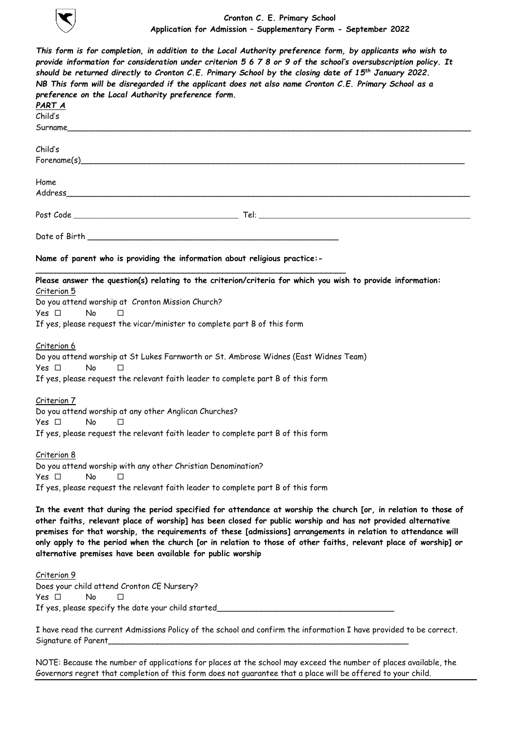**Cronton C. E. Primary School**
**Application for Admission – Supplementary Form - September 2022**

***This form is for completion, in addition to the Local Authority preference form, by applicants who wish to provide information for consideration under criterion 5 6 7 8 or 9 of the school's oversubscription policy. It should be returned directly to Cronton C.E. Primary School by the closing date of 15th January 2022. NB This form will be disregarded if the applicant does not also name Cronton C.E. Primary School as a preference on the Local Authority preference form.***

***PART A***

Child's Surname_______________________________________________

Child's Forename(s)_______________________________________________

Home Address_______________________________________________

Post Code ____________________ Tel: ____________________

Date of Birth ______________________________

**Name of parent who is providing the information about religious practice:-**

______________________________________

**Please answer the question(s) relating to the criterion/criteria for which you wish to provide information:**

Criterion 5
Do you attend worship at Cronton Mission Church?
Yes ☐ No ☐
If yes, please request the vicar/minister to complete part B of this form

Criterion 6
Do you attend worship at St Lukes Farnworth or St. Ambrose Widnes (East Widnes Team)
Yes ☐ No ☐
If yes, please request the relevant faith leader to complete part B of this form

Criterion 7
Do you attend worship at any other Anglican Churches?
Yes ☐ No ☐
If yes, please request the relevant faith leader to complete part B of this form

Criterion 8
Do you attend worship with any other Christian Denomination?
Yes ☐ No ☐
If yes, please request the relevant faith leader to complete part B of this form

**In the event that during the period specified for attendance at worship the church [or, in relation to those of other faiths, relevant place of worship] has been closed for public worship and has not provided alternative premises for that worship, the requirements of these [admissions] arrangements in relation to attendance will only apply to the period when the church [or in relation to those of other faiths, relevant place of worship] or alternative premises have been available for public worship**

Criterion 9
Does your child attend Cronton CE Nursery?
Yes ☐ No ☐
If yes, please specify the date your child started____________________

I have read the current Admissions Policy of the school and confirm the information I have provided to be correct.
Signature of Parent______________________________

NOTE: Because the number of applications for places at the school may exceed the number of places available, the Governors regret that completion of this form does not guarantee that a place will be offered to your child.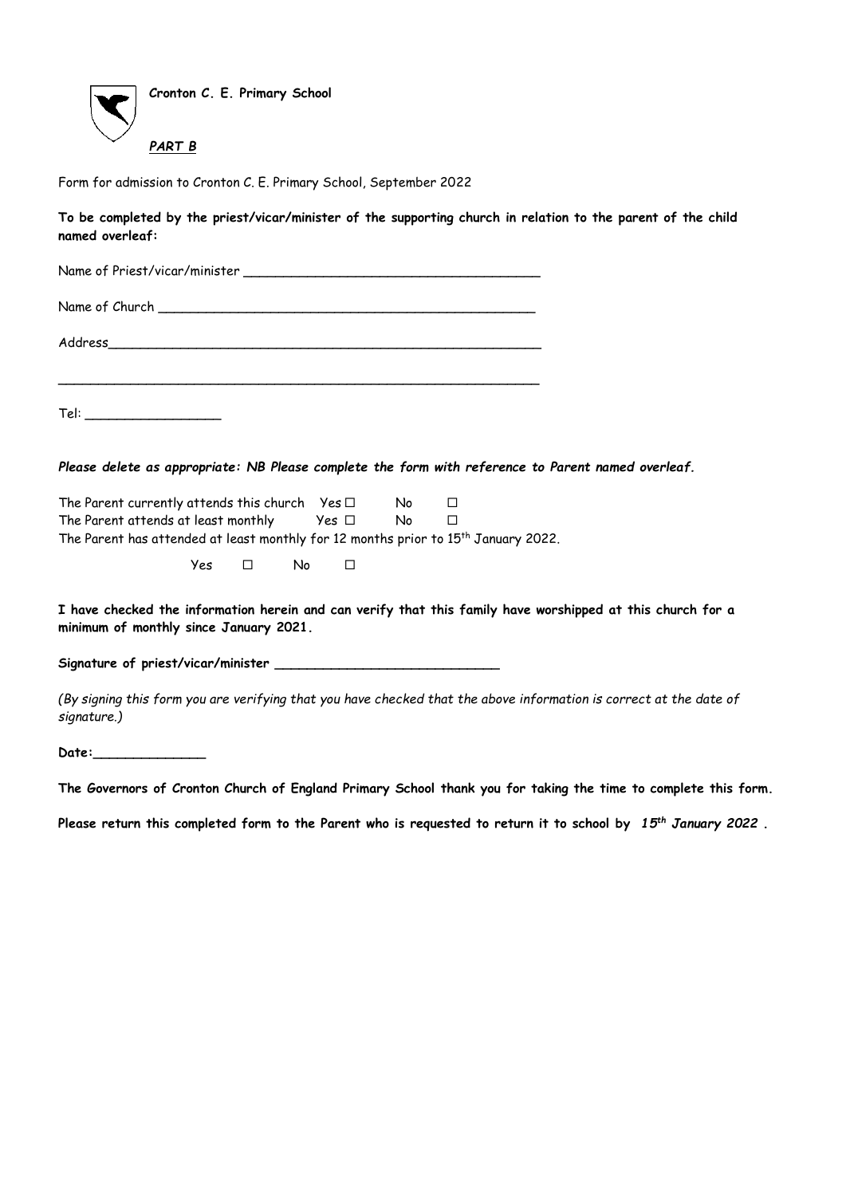**Cronton C. E. Primary School**

***PART B***

Form for admission to Cronton C. E. Primary School, September 2022

**To be completed by the priest/vicar/minister of the supporting church in relation to the parent of the child named overleaf:**

Name of Priest/vicar/minister ____________________________________

Name of Church ________________________________________________

Address________________________________________________________

_______________________________________________________________

Tel: _________________

***Please delete as appropriate: NB Please complete the form with reference to Parent named overleaf.***

The Parent currently attends this church Yes ☐ No ☐

The Parent attends at least monthly Yes ☐ No ☐

The Parent has attended at least monthly for 12 months prior to 15th January 2022.

Yes ☐ No ☐

**I have checked the information herein and can verify that this family have worshipped at this church for a minimum of monthly since January 2021.**

**Signature of priest/vicar/minister** ____________________________

*(By signing this form you are verifying that you have checked that the above information is correct at the date of signature.)*

**Date:**______________

**The Governors of Cronton Church of England Primary School thank you for taking the time to complete this form.**

**Please return this completed form to the Parent who is requested to return it to school by *15th January 2022* .**